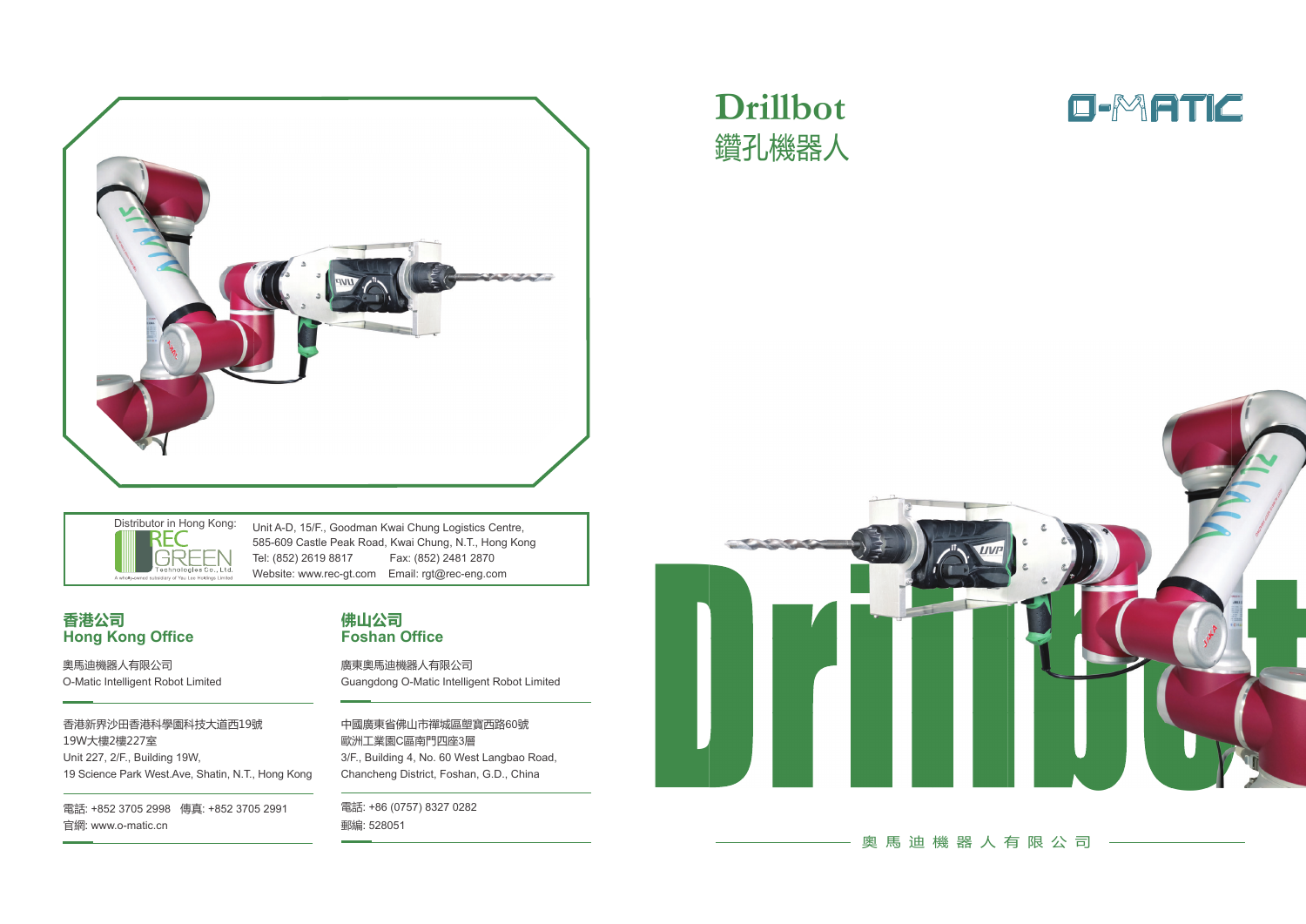# Drillbot
## 鑽孔機器人

O-MATIC

Distributor in Hong Kong:

REC GREEN Technologies Co., Ltd.

A wholly-owned subsidiary of Yau Lee Holdings Limited

Unit A-D, 15/F., Goodman Kwai Chung Logistics Centre,
585-609 Castle Peak Road, Kwai Chung, N.T., Hong Kong
Tel: (852) 2619 8817 Fax: (852) 2481 2870
Website: www.rec-gt.com Email: rgt@rec-eng.com

### 香港公司
### Hong Kong Office

奧馬迪機器人有限公司
O-Matic Intelligent Robot Limited

香港新界沙田香港科學園科技大道西19號
19W大樓2樓227室
Unit 227, 2/F., Building 19W,
19 Science Park West.Ave, Shatin, N.T., Hong Kong

電話: +852 3705 2998 傳真: +852 3705 2991
官網: www.o-matic.cn

### 佛山公司
### Foshan Office

廣東奧馬迪機器人有限公司
Guangdong O-Matic Intelligent Robot Limited

中國廣東省佛山市禪城區塱寶西路60號
歐洲工業園C區南門四座3層
3/F., Building 4, No. 60 West Langbao Road,
Chancheng District, Foshan, G.D., China

電話: +86 (0757) 8327 0282
郵編: 528051

Drillbot

奧 馬 迪 機 器 人 有 限 公 司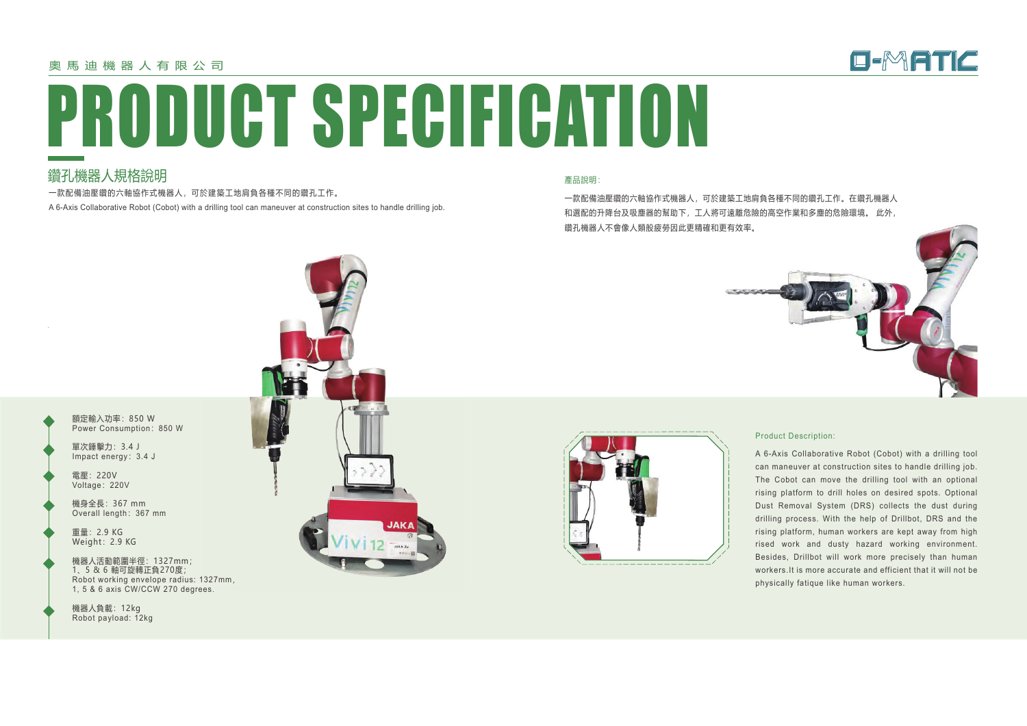奧馬迪機器人有限公司

O-MATIC

# PRODUCT SPECIFICATION

## 鑽孔機器人規格說明

一款配備油壓鑽的六軸協作式機器人，可於建築工地肩負各種不同的鑽孔工作。

A 6-Axis Collaborative Robot (Cobot) with a drilling tool can maneuver at construction sites to handle drilling job.

產品說明：

一款配備油壓鑽的六軸協作式機器人，可於建築工地肩負各種不同的鑽孔工作。在鑽孔機器人和選配的升降台及吸塵器的幫助下，工人將可遠離危險的高空作業和多塵的危險環境。 此外，鑽孔機器人不會像人類般疲勞因此更精確和更有效率。

- 額定輸入功率：850 W
  Power Consumption：850 W
- 單次錘擊力：3.4 J
  Impact energy：3.4 J
- 電壓：220V
  Voltage：220V
- 機身全長：367 mm
  Overall length：367 mm
- 重量：2.9 KG
  Weight：2.9 KG
- 機器人活動範圍半徑：1327mm；
  1、5 & 6 軸可旋轉正負270度；
  Robot working envelope radius: 1327mm,
  1, 5 & 6 axis CW/CCW 270 degrees.
- 機器人負載：12kg
  Robot payload: 12kg

Product Description:

A 6-Axis Collaborative Robot (Cobot) with a drilling tool can maneuver at construction sites to handle drilling job. The Cobot can move the drilling tool with an optional rising platform to drill holes on desired spots. Optional Dust Removal System (DRS) collects the dust during drilling process. With the help of Drillbot, DRS and the rising platform, human workers are kept away from high rised work and dusty hazard working environment. Besides, Drillbot will work more precisely than human workers.It is more accurate and efficient that it will not be physically fatique like human workers.